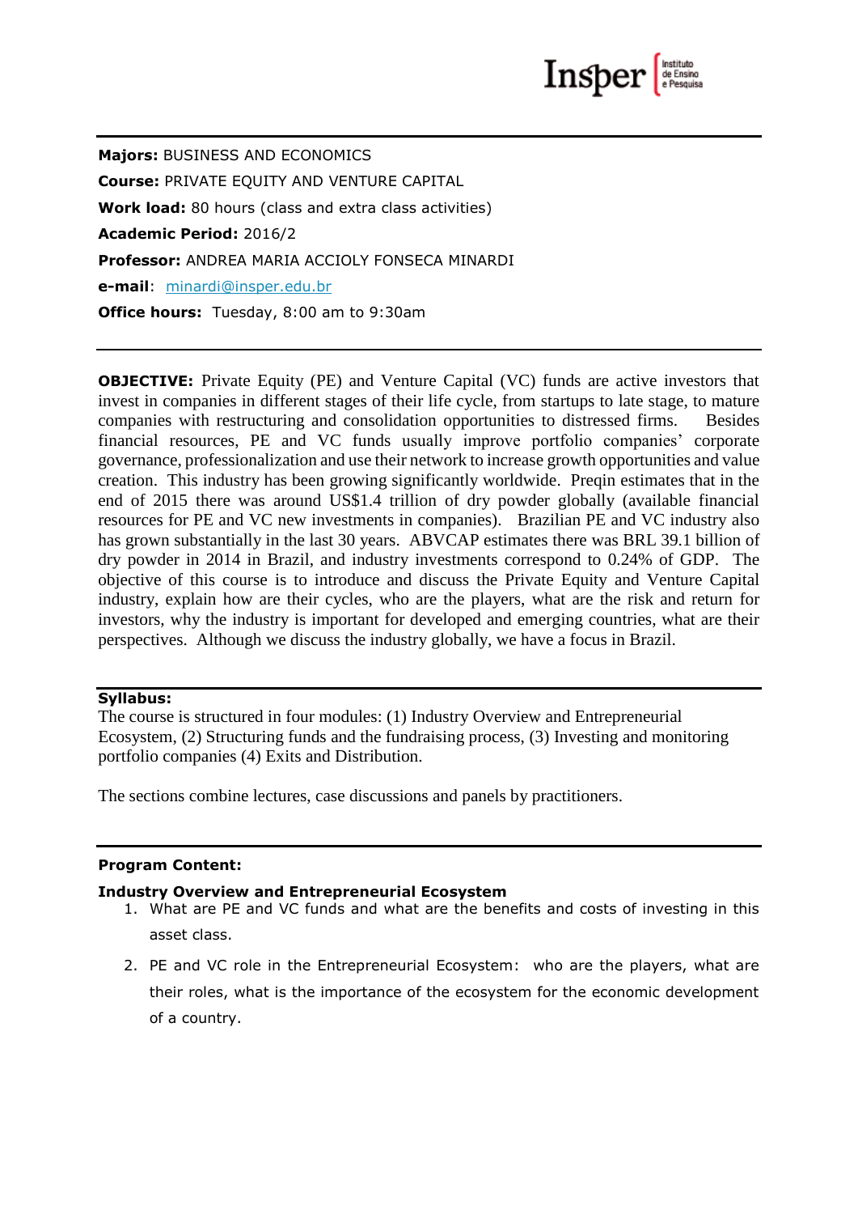**Majors:** BUSINESS AND ECONOMICS

**Course:** PRIVATE EQUITY AND VENTURE CAPITAL

**Work load:** 80 hours (class and extra class activities)

**Academic Period:** 2016/2

**Professor:** ANDREA MARIA ACCIOLY FONSECA MINARDI

**e-mail**: minardi@insper.edu.br

**Office hours:** Tuesday, 8:00 am to 9:30am

---

**OBJECTIVE:** Private Equity (PE) and Venture Capital (VC) funds are active investors that invest in companies in different stages of their life cycle, from startups to late stage, to mature companies with restructuring and consolidation opportunities to distressed firms. Besides financial resources, PE and VC funds usually improve portfolio companies' corporate governance, professionalization and use their network to increase growth opportunities and value creation. This industry has been growing significantly worldwide. Preqin estimates that in the end of 2015 there was around US$1.4 trillion of dry powder globally (available financial resources for PE and VC new investments in companies). Brazilian PE and VC industry also has grown substantially in the last 30 years. ABVCAP estimates there was BRL 39.1 billion of dry powder in 2014 in Brazil, and industry investments correspond to 0.24% of GDP. The objective of this course is to introduce and discuss the Private Equity and Venture Capital industry, explain how are their cycles, who are the players, what are the risk and return for investors, why the industry is important for developed and emerging countries, what are their perspectives. Although we discuss the industry globally, we have a focus in Brazil.

---

**Syllabus:**

The course is structured in four modules: (1) Industry Overview and Entrepreneurial Ecosystem, (2) Structuring funds and the fundraising process, (3) Investing and monitoring portfolio companies (4) Exits and Distribution.

The sections combine lectures, case discussions and panels by practitioners.

---

**Program Content:**

**Industry Overview and Entrepreneurial Ecosystem**

1. What are PE and VC funds and what are the benefits and costs of investing in this asset class.
2. PE and VC role in the Entrepreneurial Ecosystem: who are the players, what are their roles, what is the importance of the ecosystem for the economic development of a country.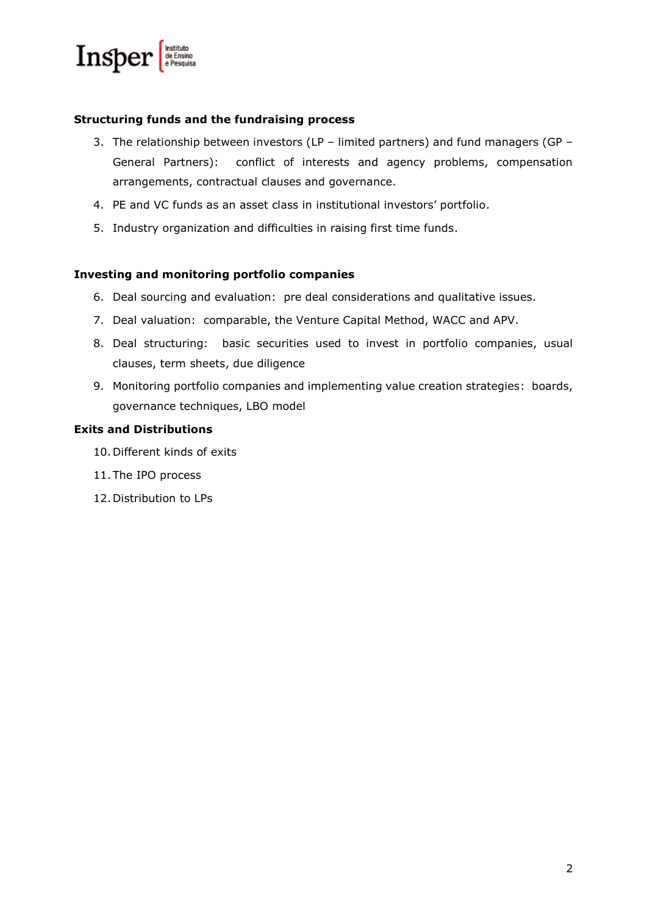**Structuring funds and the fundraising process**

3. The relationship between investors (LP – limited partners) and fund managers (GP – General Partners): conflict of interests and agency problems, compensation arrangements, contractual clauses and governance.
4. PE and VC funds as an asset class in institutional investors' portfolio.
5. Industry organization and difficulties in raising first time funds.

**Investing and monitoring portfolio companies**

6. Deal sourcing and evaluation: pre deal considerations and qualitative issues.
7. Deal valuation: comparable, the Venture Capital Method, WACC and APV.
8. Deal structuring: basic securities used to invest in portfolio companies, usual clauses, term sheets, due diligence
9. Monitoring portfolio companies and implementing value creation strategies: boards, governance techniques, LBO model

**Exits and Distributions**

10. Different kinds of exits
11. The IPO process
12. Distribution to LPs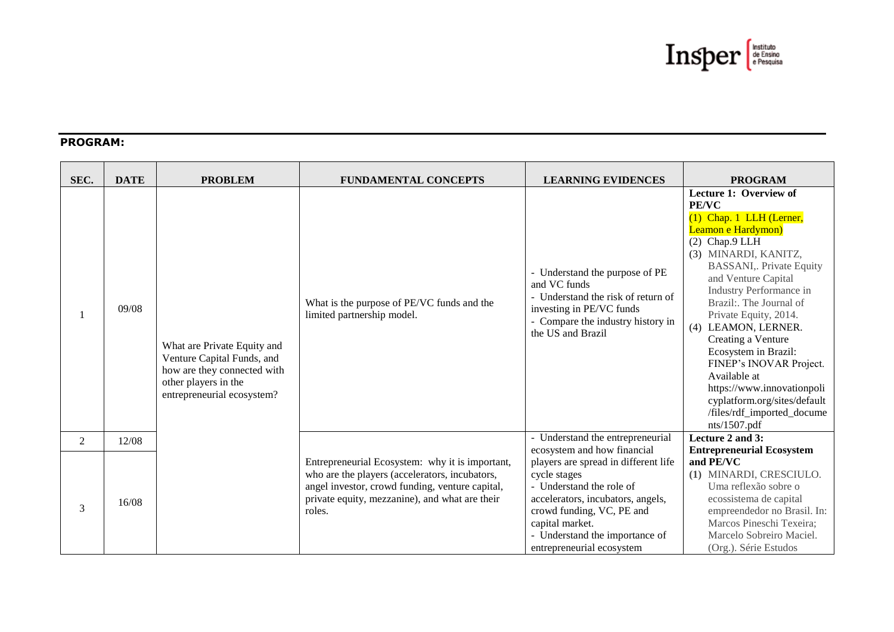**PROGRAM:**

| SEC. | DATE | PROBLEM | FUNDAMENTAL CONCEPTS | LEARNING EVIDENCES | PROGRAM |
|---|---|---|---|---|---|
| 1 | 09/08 | What are Private Equity and Venture Capital Funds, and how are they connected with other players in the entrepreneurial ecosystem? | What is the purpose of PE/VC funds and the limited partnership model. | - Understand the purpose of PE and VC funds<br>- Understand the risk of return of investing in PE/VC funds<br>- Compare the industry history in the US and Brazil | **Lecture 1: Overview of PE/VC**<br>(1) Chap. 1 LLH (Lerner, Leamon e Hardymon)<br>(2) Chap.9 LLH<br>(3) MINARDI, KANITZ, BASSANI,. Private Equity and Venture Capital Industry Performance in Brazil:. The Journal of Private Equity, 2014.<br>(4) LEAMON, LERNER. Creating a Venture Ecosystem in Brazil: FINEP's INOVAR Project. Available at https://www.innovationpolicyplatform.org/sites/default/files/rdf_imported_documents/1507.pdf |
| 2 | 12/08 | | Entrepreneurial Ecosystem: why it is important, who are the players (accelerators, incubators, angel investor, crowd funding, venture capital, private equity, mezzanine), and what are their roles. | - Understand the entrepreneurial ecosystem and how financial players are spread in different life cycle stages<br>- Understand the role of accelerators, incubators, angels, crowd funding, VC, PE and capital market.<br>- Understand the importance of entrepreneurial ecosystem | **Lecture 2 and 3: Entrepreneurial Ecosystem and PE/VC**<br>(1) MINARDI, CRESCIULO. Uma reflexão sobre o ecossistema de capital empreendedor no Brasil. In: Marcos Pineschi Texeira; Marcelo Sobreiro Maciel. (Org.). Série Estudos |
| 3 | 16/08 | | | | |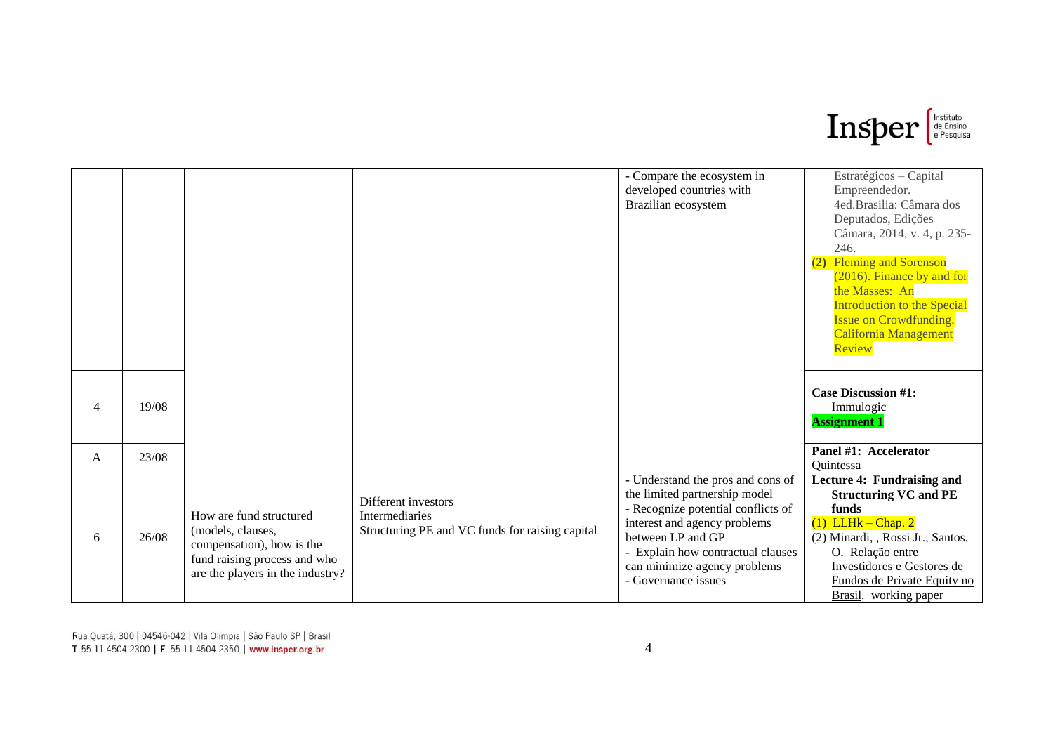| | | | | | |
|---|---|---|---|---|---|
| | | | | - Compare the ecosystem in developed countries with Brazilian ecosystem | Estratégicos – Capital Empreendedor. 4ed.Brasilia: Câmara dos Deputados, Edições Câmara, 2014, v. 4, p. 235-246.<br>(2) Fleming and Sorenson (2016). Finance by and for the Masses: An Introduction to the Special Issue on Crowdfunding. California Management Review |
| 4 | 19/08 | | | | **Case Discussion #1:** Immulogic<br>**Assignment 1** |
| A | 23/08 | | | | **Panel #1: Accelerator** Quintessa |
| 6 | 26/08 | How are fund structured (models, clauses, compensation), how is the fund raising process and who are the players in the industry? | Different investors<br>Intermediaries<br>Structuring PE and VC funds for raising capital | - Understand the pros and cons of the limited partnership model<br>- Recognize potential conflicts of interest and agency problems between LP and GP<br>- Explain how contractual clauses can minimize agency problems<br>- Governance issues | **Lecture 4: Fundraising and Structuring VC and PE funds**<br>(1) LLHk – Chap. 2<br>(2) Minardi, , Rossi Jr., Santos. O. Relação entre Investidores e Gestores de Fundos de Private Equity no Brasil. working paper |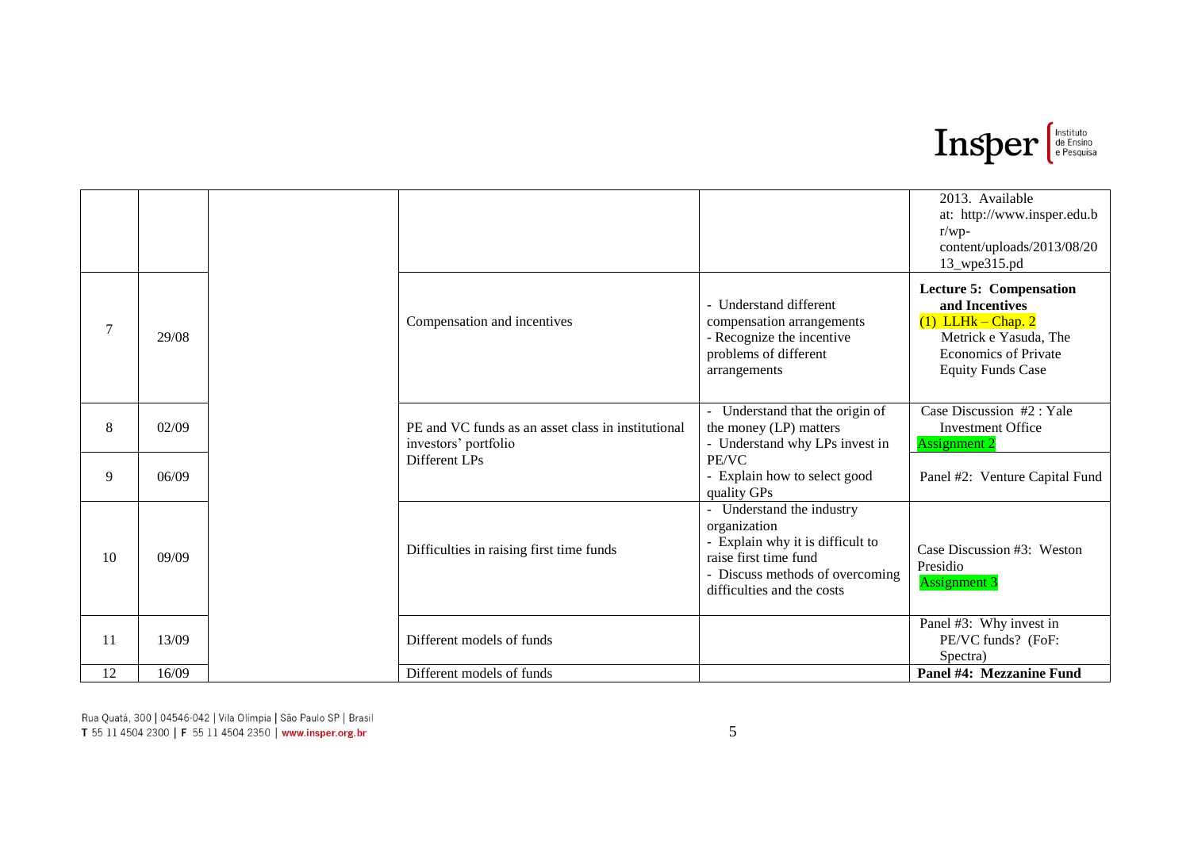|  |  |  |  |  |  |
|---|---|---|---|---|---|
|  |  |  |  |  | 2013. Available at: http://www.insper.edu.br/wp-content/uploads/2013/08/2013_wpe315.pd |
| 7 | 29/08 |  | Compensation and incentives | - Understand different compensation arrangements<br>- Recognize the incentive problems of different arrangements | **Lecture 5: Compensation and Incentives**<br>(1) LLHk – Chap. 2<br>Metrick e Yasuda, The Economics of Private Equity Funds Case |
| 8 | 02/09 |  | PE and VC funds as an asset class in institutional investors' portfolio<br>Different LPs | - Understand that the origin of the money (LP) matters<br>- Understand why LPs invest in PE/VC<br>- Explain how to select good quality GPs | Case Discussion #2 : Yale Investment Office<br>Assignment 2 |
| 9 | 06/09 |  |  |  | Panel #2: Venture Capital Fund |
| 10 | 09/09 |  | Difficulties in raising first time funds | - Understand the industry organization<br>- Explain why it is difficult to raise first time fund<br>- Discuss methods of overcoming difficulties and the costs | Case Discussion #3: Weston Presidio<br>Assignment 3 |
| 11 | 13/09 |  | Different models of funds |  | Panel #3: Why invest in PE/VC funds? (FoF: Spectra) |
| 12 | 16/09 |  | Different models of funds |  | **Panel #4: Mezzanine Fund** |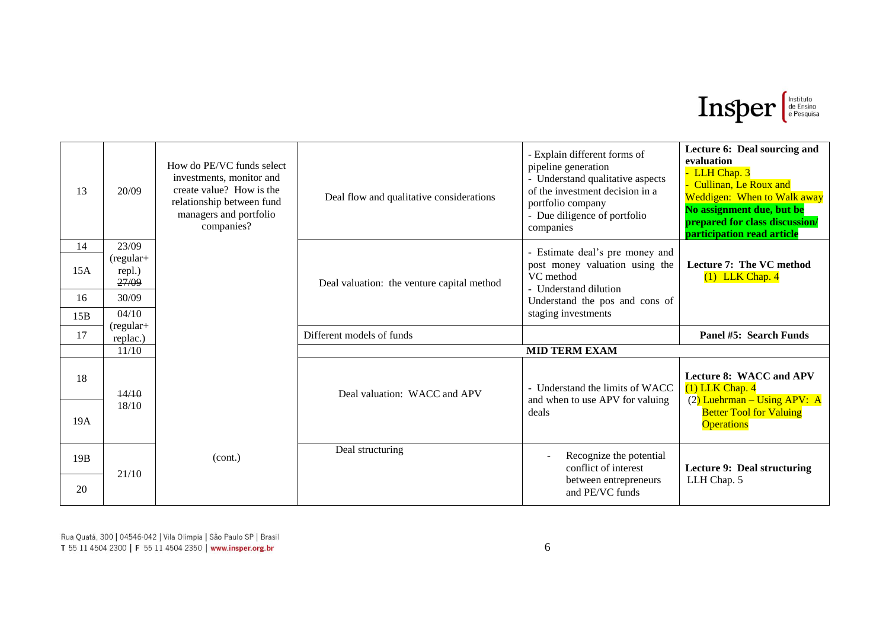| | | | | | |
|---|---|---|---|---|---|
| 13 | 20/09 | How do PE/VC funds select investments, monitor and create value? How is the relationship between fund managers and portfolio companies? | Deal flow and qualitative considerations | - Explain different forms of pipeline generation<br>- Understand qualitative aspects of the investment decision in a portfolio company<br>- Due diligence of portfolio companies | **Lecture 6: Deal sourcing and evaluation**<br>- LLH Chap. 3<br>- Cullinan, Le Roux and Weddigen: When to Walk away<br>**No assignment due, but be prepared for class discussion/ participation read article** |
| 14 | 23/09 | | Deal valuation: the venture capital method | - Estimate deal's pre money and post money valuation using the VC method<br>- Understand dilution<br>Understand the pos and cons of staging investments | **Lecture 7: The VC method**<br>(1) LLK Chap. 4 |
| 15A | (regular+ repl.) ~~27/09~~ | | | | |
| 16 | 30/09 | | | | |
| 15B | 04/10 | | | | |
| 17 | (regular+ replac.) | | Different models of funds | | **Panel #5: Search Funds** |
| | 11/10 | | **MID TERM EXAM** | | |
| 18 | ~~14/10~~<br>18/10 | | Deal valuation: WACC and APV | - Understand the limits of WACC and when to use APV for valuing deals | **Lecture 8: WACC and APV**<br>(1) LLK Chap. 4<br>(2) Luehrman – Using APV: A Better Tool for Valuing Operations |
| 19A | | | | | |
| 19B | 21/10 | (cont.) | Deal structuring | - Recognize the potential conflict of interest between entrepreneurs and PE/VC funds | **Lecture 9: Deal structuring**<br>LLH Chap. 5 |
| 20 | | | | | |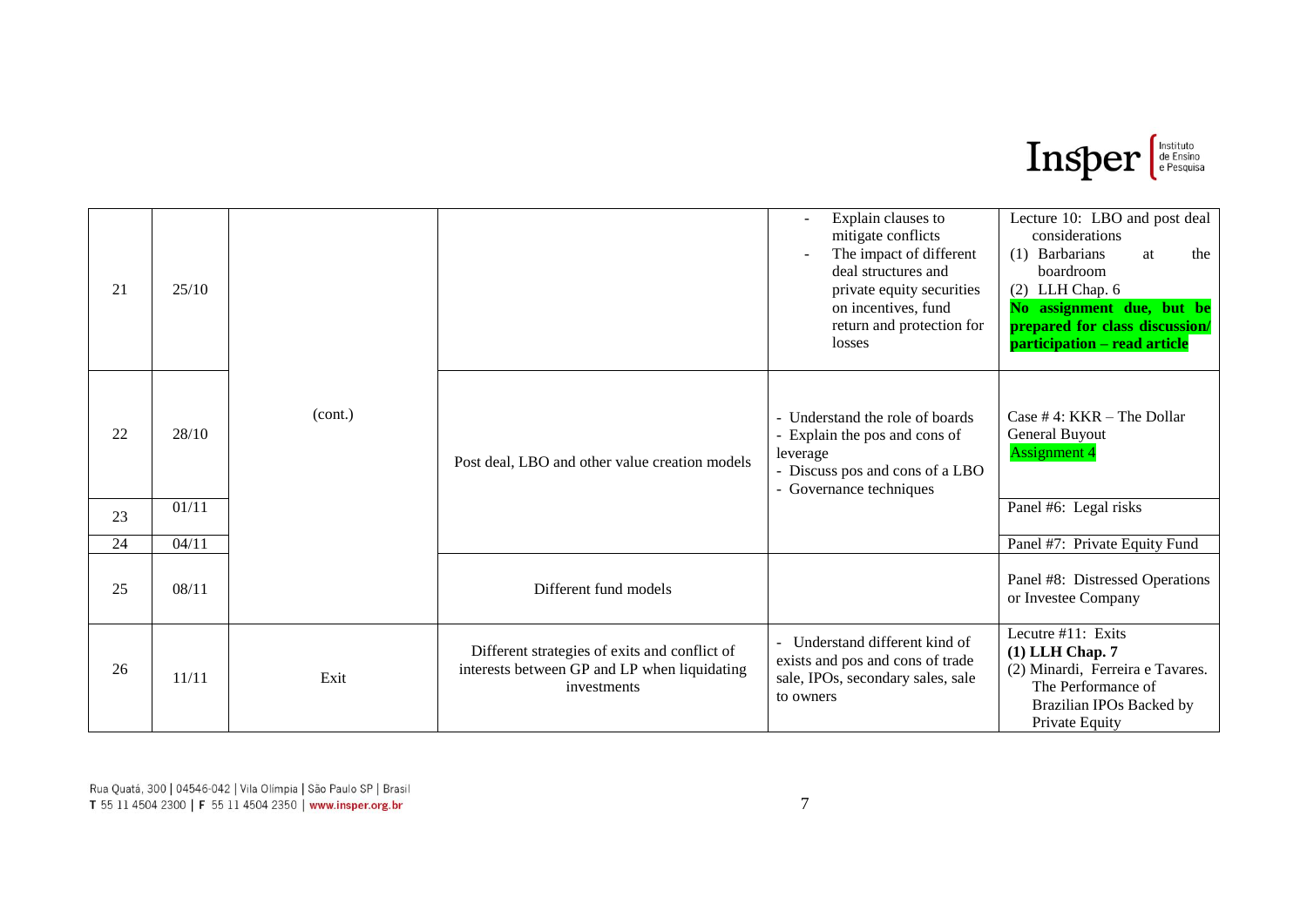| | | | | | |
|---|---|---|---|---|---|
| 21 | 25/10 | | | - Explain clauses to mitigate conflicts<br>- The impact of different deal structures and private equity securities on incentives, fund return and protection for losses | Lecture 10: LBO and post deal considerations<br>(1) Barbarians at the boardroom<br>(2) LLH Chap. 6<br>**No assignment due, but be prepared for class discussion/ participation – read article** |
| 22 | 28/10 | (cont.) | Post deal, LBO and other value creation models | - Understand the role of boards<br>- Explain the pos and cons of leverage<br>- Discuss pos and cons of a LBO<br>- Governance techniques | Case # 4: KKR – The Dollar General Buyout<br>Assignment 4 |
| 23 | 01/11 | | | | Panel #6: Legal risks |
| 24 | 04/11 | | | | Panel #7: Private Equity Fund |
| 25 | 08/11 | | Different fund models | | Panel #8: Distressed Operations or Investee Company |
| 26 | 11/11 | Exit | Different strategies of exits and conflict of interests between GP and LP when liquidating investments | - Understand different kind of exists and pos and cons of trade sale, IPOs, secondary sales, sale to owners | Lecutre #11: Exits<br>**(1) LLH Chap. 7**<br>(2) Minardi, Ferreira e Tavares. The Performance of Brazilian IPOs Backed by Private Equity |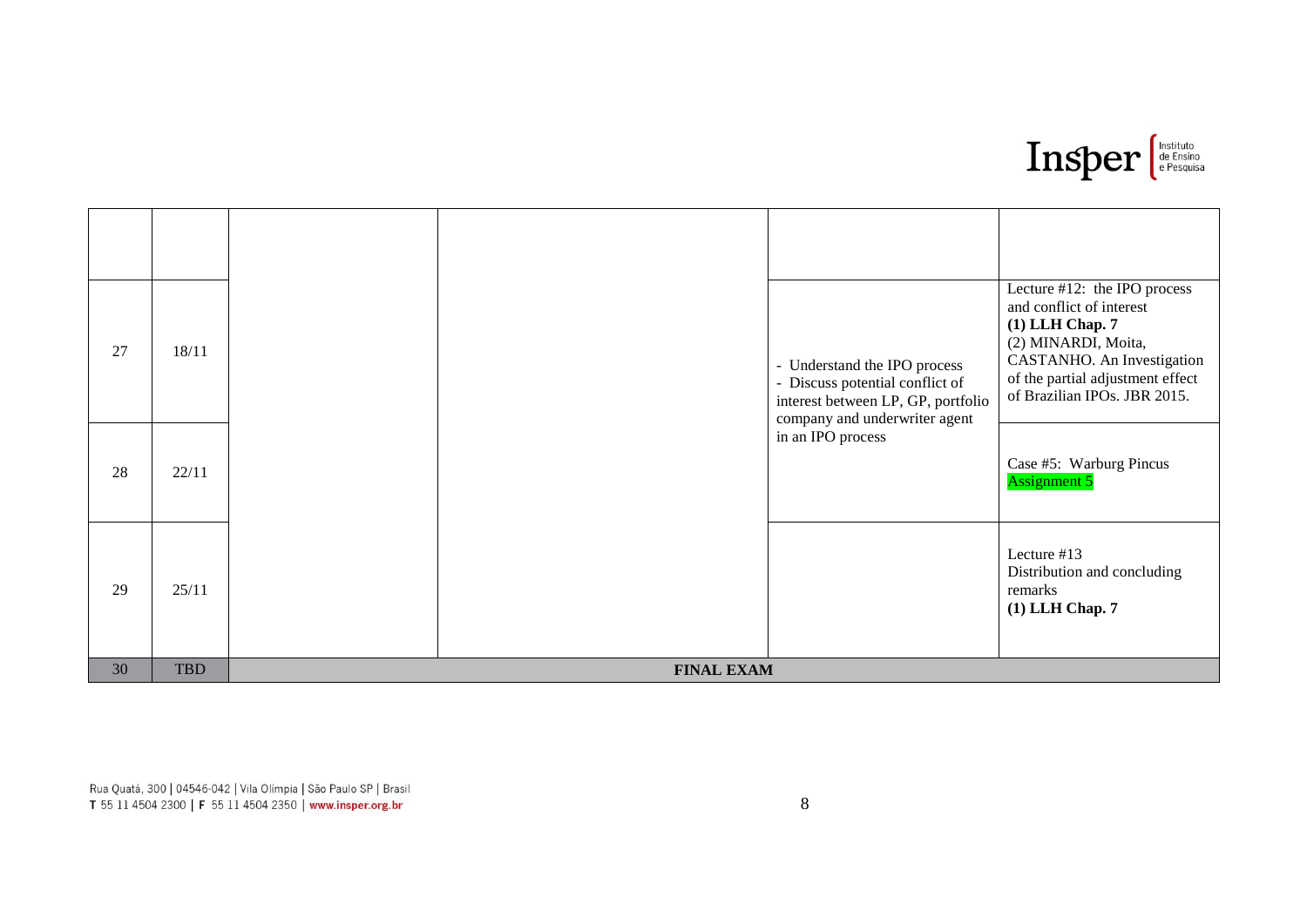| | | | | | |
|---|---|---|---|---|---|
| | | | | | |
| 27 | 18/11 | | | - Understand the IPO process<br>- Discuss potential conflict of interest between LP, GP, portfolio company and underwriter agent in an IPO process | Lecture #12: the IPO process and conflict of interest<br>**(1) LLH Chap. 7**<br>(2) MINARDI, Moita, CASTANHO. An Investigation of the partial adjustment effect of Brazilian IPOs. JBR 2015. |
| 28 | 22/11 | | | | Case #5: Warburg Pincus<br>Assignment 5 |
| 29 | 25/11 | | | | Lecture #13<br>Distribution and concluding remarks<br>**(1) LLH Chap. 7** |
| 30 | TBD | **FINAL EXAM** | | | |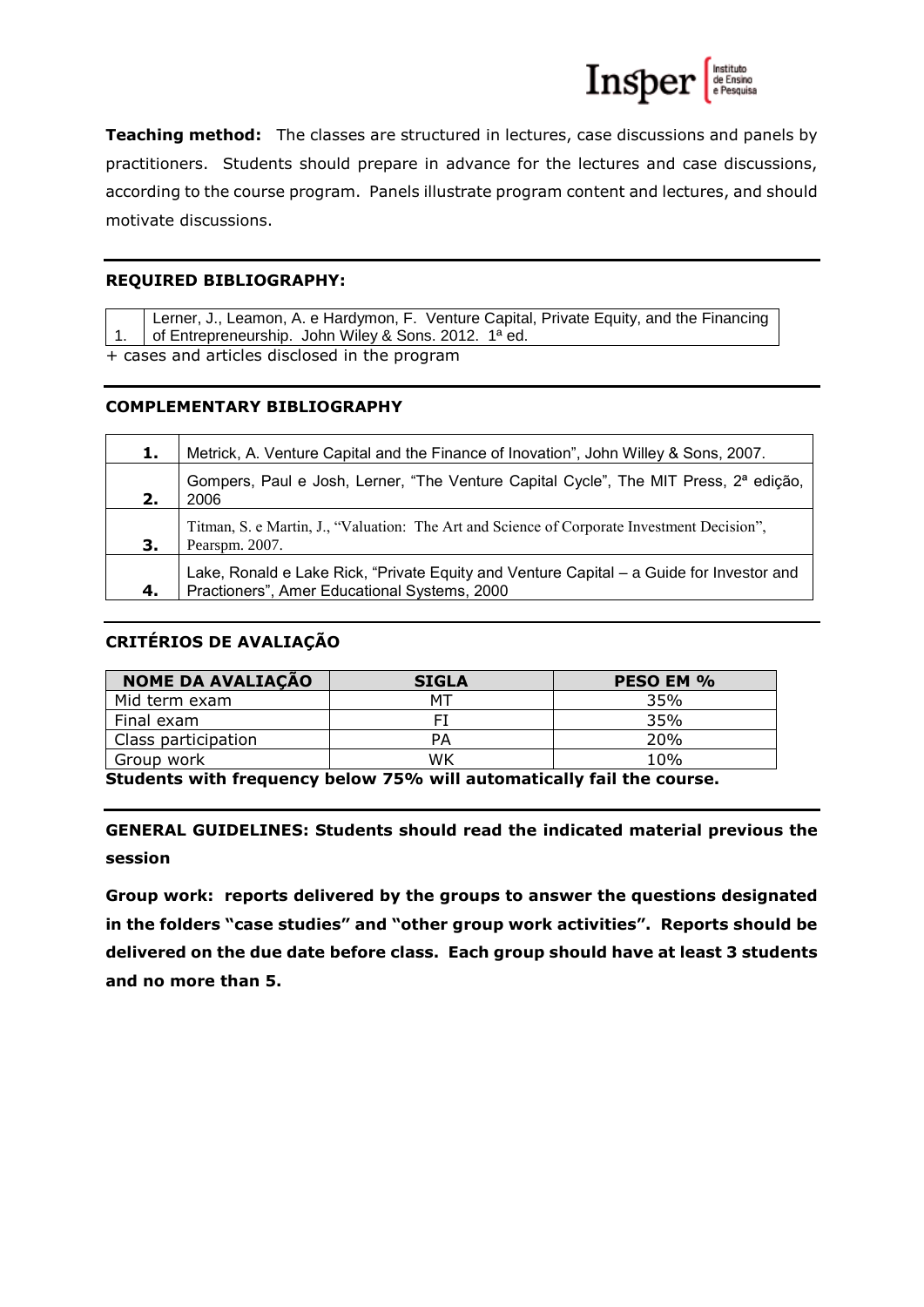**Teaching method:** The classes are structured in lectures, case discussions and panels by practitioners. Students should prepare in advance for the lectures and case discussions, according to the course program. Panels illustrate program content and lectures, and should motivate discussions.

## REQUIRED BIBLIOGRAPHY:

| | |
|---|---|
| 1. | Lerner, J., Leamon, A. e Hardymon, F. Venture Capital, Private Equity, and the Financing of Entrepreneurship. John Wiley & Sons. 2012. 1ª ed. |

+ cases and articles disclosed in the program

## COMPLEMENTARY BIBLIOGRAPHY

| | |
|---|---|
| **1.** | Metrick, A. Venture Capital and the Finance of Inovation", John Willey & Sons, 2007. |
| **2.** | Gompers, Paul e Josh, Lerner, "The Venture Capital Cycle", The MIT Press, 2ª edição, 2006 |
| **3.** | Titman, S. e Martin, J., "Valuation: The Art and Science of Corporate Investment Decision", Pearspm. 2007. |
| **4.** | Lake, Ronald e Lake Rick, "Private Equity and Venture Capital – a Guide for Investor and Practioners", Amer Educational Systems, 2000 |

## CRITÉRIOS DE AVALIAÇÃO

| NOME DA AVALIAÇÃO | SIGLA | PESO EM % |
|---|---|---|
| Mid term exam | MT | 35% |
| Final exam | FI | 35% |
| Class participation | PA | 20% |
| Group work | WK | 10% |

**Students with frequency below 75% will automatically fail the course.**

**GENERAL GUIDELINES: Students should read the indicated material previous the session**

**Group work: reports delivered by the groups to answer the questions designated in the folders "case studies" and "other group work activities". Reports should be delivered on the due date before class. Each group should have at least 3 students and no more than 5.**